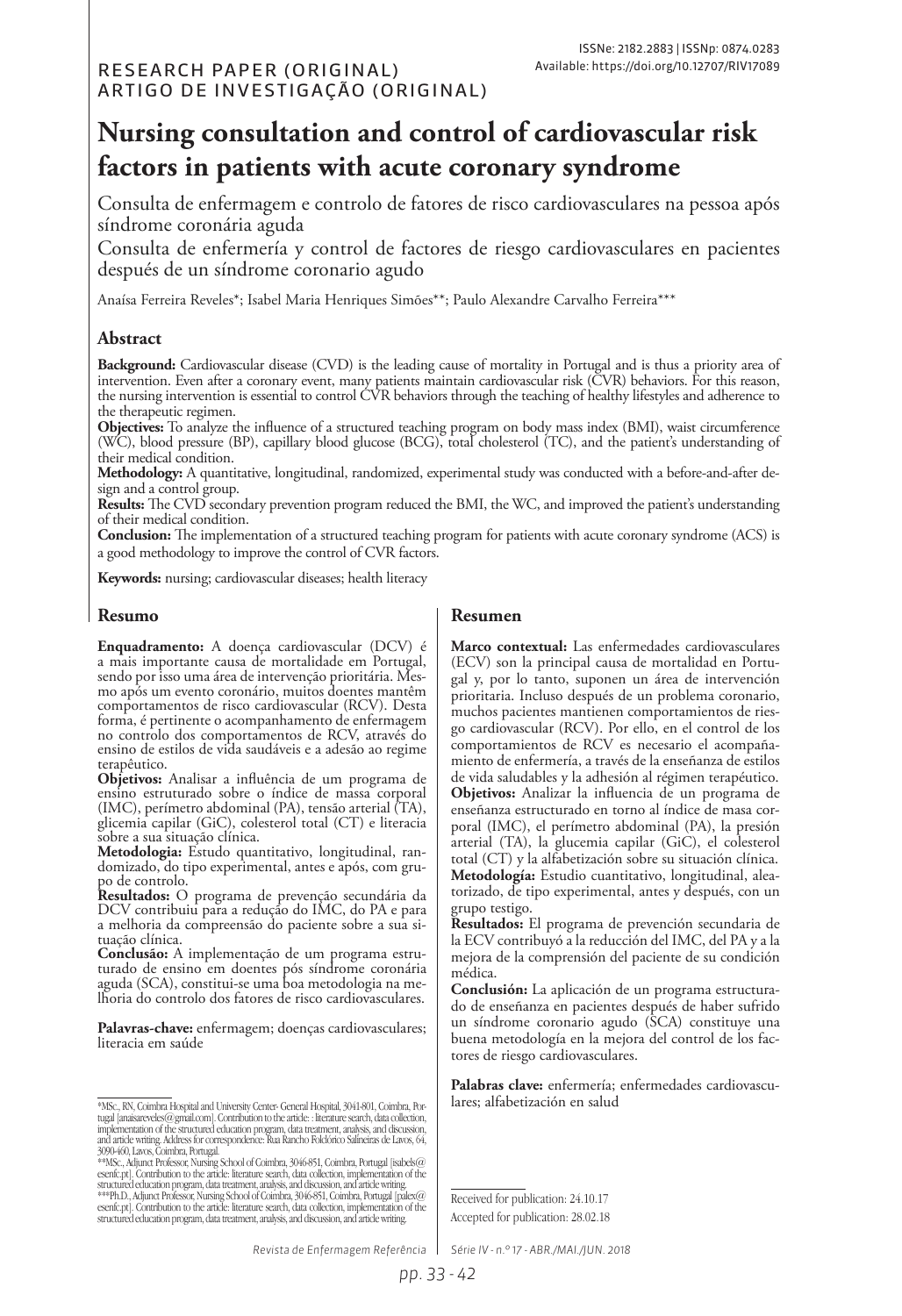RESEARCH PAPER (ORIGINAL)
ARTIGO DE INVESTIGAÇÃO (ORIGINAL)

ISSNe: 2182.2883 | ISSNp: 0874.0283
Available: https://doi.org/10.12707/RIV17089

# Nursing consultation and control of cardiovascular risk factors in patients with acute coronary syndrome

Consulta de enfermagem e controlo de fatores de risco cardiovasculares na pessoa após síndrome coronária aguda

Consulta de enfermería y control de factores de riesgo cardiovasculares en pacientes después de un síndrome coronario agudo

Anaísa Ferreira Reveles*; Isabel Maria Henriques Simões**; Paulo Alexandre Carvalho Ferreira***

## Abstract

**Background:** Cardiovascular disease (CVD) is the leading cause of mortality in Portugal and is thus a priority area of intervention. Even after a coronary event, many patients maintain cardiovascular risk (CVR) behaviors. For this reason, the nursing intervention is essential to control CVR behaviors through the teaching of healthy lifestyles and adherence to the therapeutic regimen.
**Objectives:** To analyze the influence of a structured teaching program on body mass index (BMI), waist circumference (WC), blood pressure (BP), capillary blood glucose (BCG), total cholesterol (TC), and the patient's understanding of their medical condition.
**Methodology:** A quantitative, longitudinal, randomized, experimental study was conducted with a before-and-after design and a control group.
**Results:** The CVD secondary prevention program reduced the BMI, the WC, and improved the patient's understanding of their medical condition.
**Conclusion:** The implementation of a structured teaching program for patients with acute coronary syndrome (ACS) is a good methodology to improve the control of CVR factors.

**Keywords:** nursing; cardiovascular diseases; health literacy

## Resumo

**Enquadramento:** A doença cardiovascular (DCV) é a mais importante causa de mortalidade em Portugal, sendo por isso uma área de intervenção prioritária. Mesmo após um evento coronário, muitos doentes mantêm comportamentos de risco cardiovascular (RCV). Desta forma, é pertinente o acompanhamento de enfermagem no controlo dos comportamentos de RCV, através do ensino de estilos de vida saudáveis e a adesão ao regime terapêutico.
**Objetivos:** Analisar a influência de um programa de ensino estruturado sobre o índice de massa corporal (IMC), perímetro abdominal (PA), tensão arterial (TA), glicemia capilar (GiC), colesterol total (CT) e literacia sobre a sua situação clínica.
**Metodologia:** Estudo quantitativo, longitudinal, randomizado, do tipo experimental, antes e após, com grupo de controlo.
**Resultados:** O programa de prevenção secundária da DCV contribuiu para a redução do IMC, do PA e para a melhoria da compreensão do paciente sobre a sua situação clínica.
**Conclusão:** A implementação de um programa estruturado de ensino em doentes pós síndrome coronária aguda (SCA), constitui-se uma boa metodologia na melhoria do controlo dos fatores de risco cardiovasculares.

**Palavras-chave:** enfermagem; doenças cardiovasculares; literacia em saúde

## Resumen

**Marco contextual:** Las enfermedades cardiovasculares (ECV) son la principal causa de mortalidad en Portugal y, por lo tanto, suponen un área de intervención prioritaria. Incluso después de un problema coronario, muchos pacientes mantienen comportamientos de riesgo cardiovascular (RCV). Por ello, en el control de los comportamientos de RCV es necesario el acompañamiento de enfermería, a través de la enseñanza de estilos de vida saludables y la adhesión al régimen terapéutico.
**Objetivos:** Analizar la influencia de un programa de enseñanza estructurado en torno al índice de masa corporal (IMC), el perímetro abdominal (PA), la presión arterial (TA), la glucemia capilar (GiC), el colesterol total (CT) y la alfabetización sobre su situación clínica.
**Metodología:** Estudio cuantitativo, longitudinal, aleatorizado, de tipo experimental, antes y después, con un grupo testigo.
**Resultados:** El programa de prevención secundaria de la ECV contribuyó a la reducción del IMC, del PA y a la mejora de la comprensión del paciente de su condición médica.
**Conclusión:** La aplicación de un programa estructurado de enseñanza en pacientes después de haber sufrido un síndrome coronario agudo (SCA) constituye una buena metodología en la mejora del control de los factores de riesgo cardiovasculares.

**Palabras clave:** enfermería; enfermedades cardiovasculares; alfabetización en salud

*MSc., RN, Coimbra Hospital and University Center- General Hospital, 3041-801, Coimbra, Portugal [anaisareveles@gmail.com]. Contribution to the article: : literature search, data collection, implementation of the structured education program, data treatment, analysis, and discussion, and article writing. Address for correspondence: Rua Rancho Folclórico Salineiras de Lavos, 64, 3090-460, Lavos, Coimbra, Portugal.
**MSc., Adjunct Professor, Nursing School of Coimbra, 3046-851, Coimbra, Portugal [isabels@esenfc.pt]. Contribution to the article: literature search, data collection, implementation of the structured education program, data treatment, analysis, and discussion, and article writing.
***Ph.D., Adjunct Professor, Nursing School of Coimbra, 3046-851, Coimbra, Portugal [palex@esenfc.pt]. Contribution to the article: literature search, data collection, implementation of the structured education program, data treatment, analysis, and discussion, and article writing.

Received for publication: 24.10.17
Accepted for publication: 28.02.18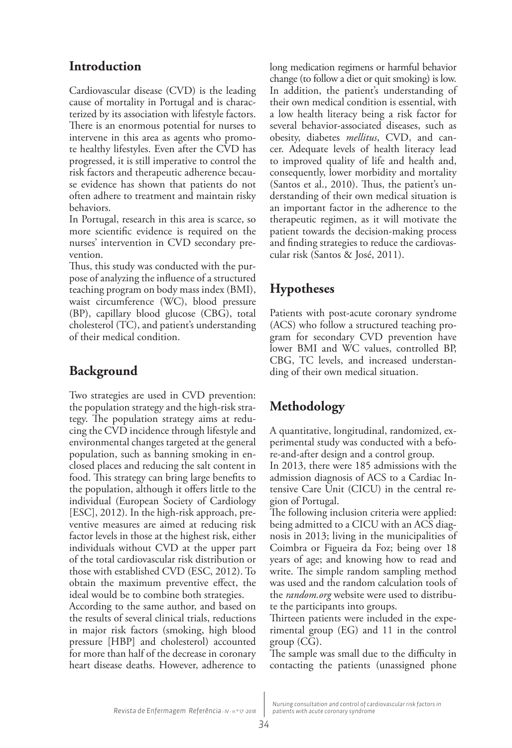## Introduction

Cardiovascular disease (CVD) is the leading cause of mortality in Portugal and is characterized by its association with lifestyle factors. There is an enormous potential for nurses to intervene in this area as agents who promote healthy lifestyles. Even after the CVD has progressed, it is still imperative to control the risk factors and therapeutic adherence because evidence has shown that patients do not often adhere to treatment and maintain risky behaviors.

In Portugal, research in this area is scarce, so more scientific evidence is required on the nurses' intervention in CVD secondary prevention.

Thus, this study was conducted with the purpose of analyzing the influence of a structured teaching program on body mass index (BMI), waist circumference (WC), blood pressure (BP), capillary blood glucose (CBG), total cholesterol (TC), and patient's understanding of their medical condition.

## Background

Two strategies are used in CVD prevention: the population strategy and the high-risk strategy. The population strategy aims at reducing the CVD incidence through lifestyle and environmental changes targeted at the general population, such as banning smoking in enclosed places and reducing the salt content in food. This strategy can bring large benefits to the population, although it offers little to the individual (European Society of Cardiology [ESC], 2012). In the high-risk approach, preventive measures are aimed at reducing risk factor levels in those at the highest risk, either individuals without CVD at the upper part of the total cardiovascular risk distribution or those with established CVD (ESC, 2012). To obtain the maximum preventive effect, the ideal would be to combine both strategies.

According to the same author, and based on the results of several clinical trials, reductions in major risk factors (smoking, high blood pressure [HBP] and cholesterol) accounted for more than half of the decrease in coronary heart disease deaths. However, adherence to long medication regimens or harmful behavior change (to follow a diet or quit smoking) is low. In addition, the patient's understanding of their own medical condition is essential, with a low health literacy being a risk factor for several behavior-associated diseases, such as obesity, diabetes *mellitus*, CVD, and cancer. Adequate levels of health literacy lead to improved quality of life and health and, consequently, lower morbidity and mortality (Santos et al., 2010). Thus, the patient's understanding of their own medical situation is an important factor in the adherence to the therapeutic regimen, as it will motivate the patient towards the decision-making process and finding strategies to reduce the cardiovascular risk (Santos & José, 2011).

## Hypotheses

Patients with post-acute coronary syndrome (ACS) who follow a structured teaching program for secondary CVD prevention have lower BMI and WC values, controlled BP, CBG, TC levels, and increased understanding of their own medical situation.

## Methodology

A quantitative, longitudinal, randomized, experimental study was conducted with a before-and-after design and a control group.

In 2013, there were 185 admissions with the admission diagnosis of ACS to a Cardiac Intensive Care Unit (CICU) in the central region of Portugal.

The following inclusion criteria were applied: being admitted to a CICU with an ACS diagnosis in 2013; living in the municipalities of Coimbra or Figueira da Foz; being over 18 years of age; and knowing how to read and write. The simple random sampling method was used and the random calculation tools of the *random.org* website were used to distribute the participants into groups.

Thirteen patients were included in the experimental group (EG) and 11 in the control group (CG).

The sample was small due to the difficulty in contacting the patients (unassigned phone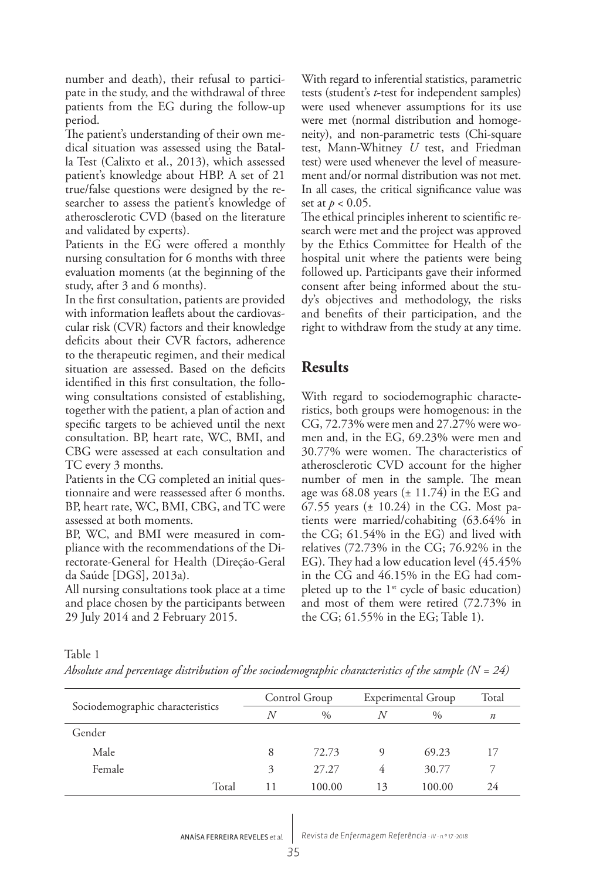number and death), their refusal to participate in the study, and the withdrawal of three patients from the EG during the follow-up period.

The patient's understanding of their own medical situation was assessed using the Batalla Test (Calixto et al., 2013), which assessed patient's knowledge about HBP. A set of 21 true/false questions were designed by the researcher to assess the patient's knowledge of atherosclerotic CVD (based on the literature and validated by experts).

Patients in the EG were offered a monthly nursing consultation for 6 months with three evaluation moments (at the beginning of the study, after 3 and 6 months).

In the first consultation, patients are provided with information leaflets about the cardiovascular risk (CVR) factors and their knowledge deficits about their CVR factors, adherence to the therapeutic regimen, and their medical situation are assessed. Based on the deficits identified in this first consultation, the following consultations consisted of establishing, together with the patient, a plan of action and specific targets to be achieved until the next consultation. BP, heart rate, WC, BMI, and CBG were assessed at each consultation and TC every 3 months.

Patients in the CG completed an initial questionnaire and were reassessed after 6 months. BP, heart rate, WC, BMI, CBG, and TC were assessed at both moments.

BP, WC, and BMI were measured in compliance with the recommendations of the Directorate-General for Health (Direção-Geral da Saúde [DGS], 2013a).

All nursing consultations took place at a time and place chosen by the participants between 29 July 2014 and 2 February 2015.

With regard to inferential statistics, parametric tests (student's *t*-test for independent samples) were used whenever assumptions for its use were met (normal distribution and homogeneity), and non-parametric tests (Chi-square test, Mann-Whitney *U* test, and Friedman test) were used whenever the level of measurement and/or normal distribution was not met. In all cases, the critical significance value was set at $p < 0.05$.

The ethical principles inherent to scientific research were met and the project was approved by the Ethics Committee for Health of the hospital unit where the patients were being followed up. Participants gave their informed consent after being informed about the study's objectives and methodology, the risks and benefits of their participation, and the right to withdraw from the study at any time.

## Results

With regard to sociodemographic characteristics, both groups were homogenous: in the CG, 72.73% were men and 27.27% were women and, in the EG, 69.23% were men and 30.77% were women. The characteristics of atherosclerotic CVD account for the higher number of men in the sample. The mean age was 68.08 years (± 11.74) in the EG and 67.55 years (± 10.24) in the CG. Most patients were married/cohabiting (63.64% in the CG; 61.54% in the EG) and lived with relatives (72.73% in the CG; 76.92% in the EG). They had a low education level (45.45% in the CG and 46.15% in the EG had completed up to the 1st cycle of basic education) and most of them were retired (72.73% in the CG; 61.55% in the EG; Table 1).

Table 1
*Absolute and percentage distribution of the sociodemographic characteristics of the sample (N = 24)*

| Sociodemographic characteristics | Control Group | | Experimental Group | | Total |
|---|---|---|---|---|---|
| | *N* | % | *N* | % | *n* |
| Gender | | | | | |
| Male | 8 | 72.73 | 9 | 69.23 | 17 |
| Female | 3 | 27.27 | 4 | 30.77 | 7 |
| Total | 11 | 100.00 | 13 | 100.00 | 24 |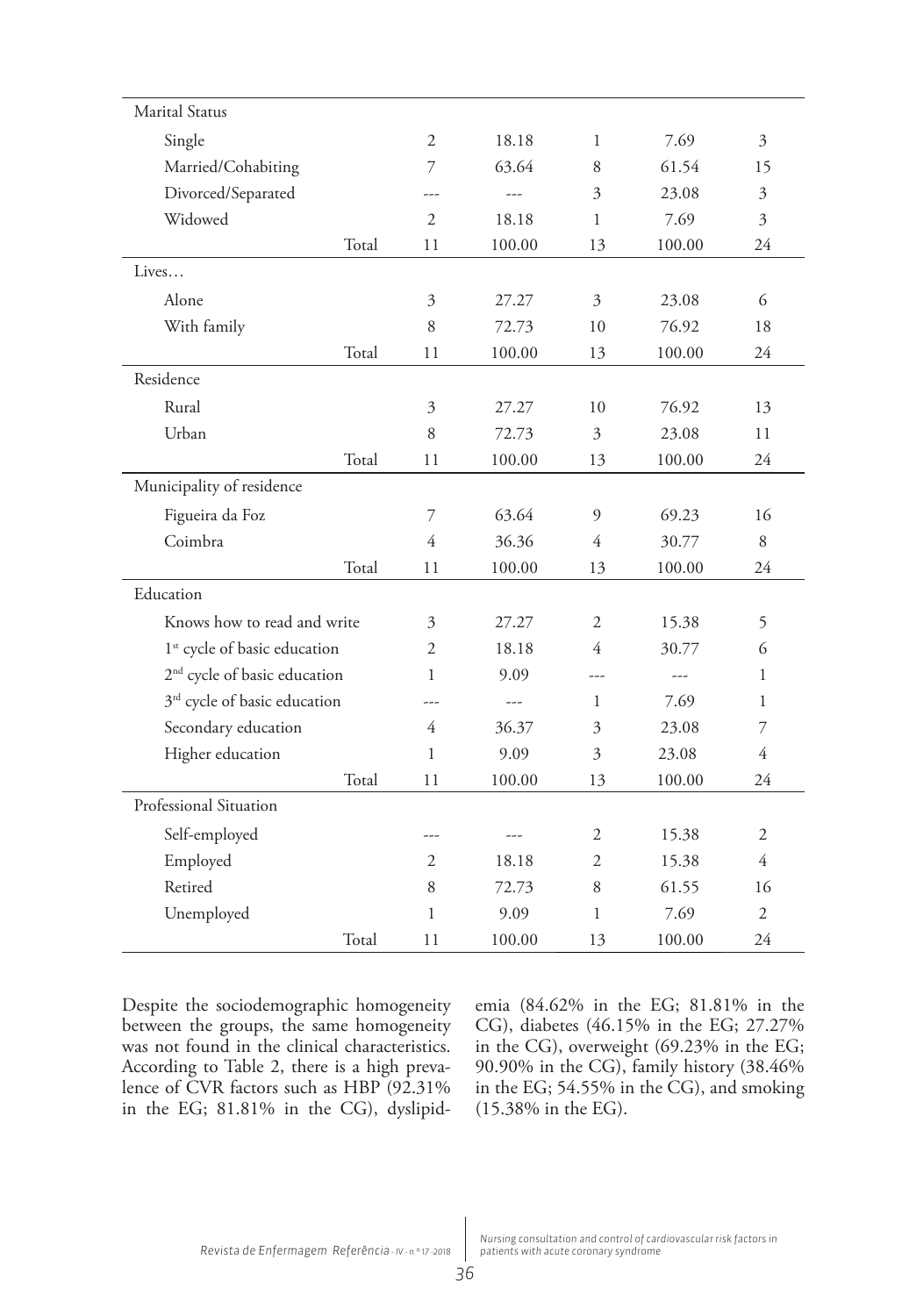| | | | | | | |
|---|---|---|---|---|---|---|
| Marital Status | | | | | | |
| Single | | 2 | 18.18 | 1 | 7.69 | 3 |
| Married/Cohabiting | | 7 | 63.64 | 8 | 61.54 | 15 |
| Divorced/Separated | | --- | --- | 3 | 23.08 | 3 |
| Widowed | | 2 | 18.18 | 1 | 7.69 | 3 |
| | Total | 11 | 100.00 | 13 | 100.00 | 24 |
| Lives… | | | | | | |
| Alone | | 3 | 27.27 | 3 | 23.08 | 6 |
| With family | | 8 | 72.73 | 10 | 76.92 | 18 |
| | Total | 11 | 100.00 | 13 | 100.00 | 24 |
| Residence | | | | | | |
| Rural | | 3 | 27.27 | 10 | 76.92 | 13 |
| Urban | | 8 | 72.73 | 3 | 23.08 | 11 |
| | Total | 11 | 100.00 | 13 | 100.00 | 24 |
| Municipality of residence | | | | | | |
| Figueira da Foz | | 7 | 63.64 | 9 | 69.23 | 16 |
| Coimbra | | 4 | 36.36 | 4 | 30.77 | 8 |
| | Total | 11 | 100.00 | 13 | 100.00 | 24 |
| Education | | | | | | |
| Knows how to read and write | | 3 | 27.27 | 2 | 15.38 | 5 |
| 1st cycle of basic education | | 2 | 18.18 | 4 | 30.77 | 6 |
| 2nd cycle of basic education | | 1 | 9.09 | --- | --- | 1 |
| 3rd cycle of basic education | | --- | --- | 1 | 7.69 | 1 |
| Secondary education | | 4 | 36.37 | 3 | 23.08 | 7 |
| Higher education | | 1 | 9.09 | 3 | 23.08 | 4 |
| | Total | 11 | 100.00 | 13 | 100.00 | 24 |
| Professional Situation | | | | | | |
| Self-employed | | --- | --- | 2 | 15.38 | 2 |
| Employed | | 2 | 18.18 | 2 | 15.38 | 4 |
| Retired | | 8 | 72.73 | 8 | 61.55 | 16 |
| Unemployed | | 1 | 9.09 | 1 | 7.69 | 2 |
| | Total | 11 | 100.00 | 13 | 100.00 | 24 |

Despite the sociodemographic homogeneity between the groups, the same homogeneity was not found in the clinical characteristics. According to Table 2, there is a high prevalence of CVR factors such as HBP (92.31% in the EG; 81.81% in the CG), dyslipidemia (84.62% in the EG; 81.81% in the CG), diabetes (46.15% in the EG; 27.27% in the CG), overweight (69.23% in the EG; 90.90% in the CG), family history (38.46% in the EG; 54.55% in the CG), and smoking (15.38% in the EG).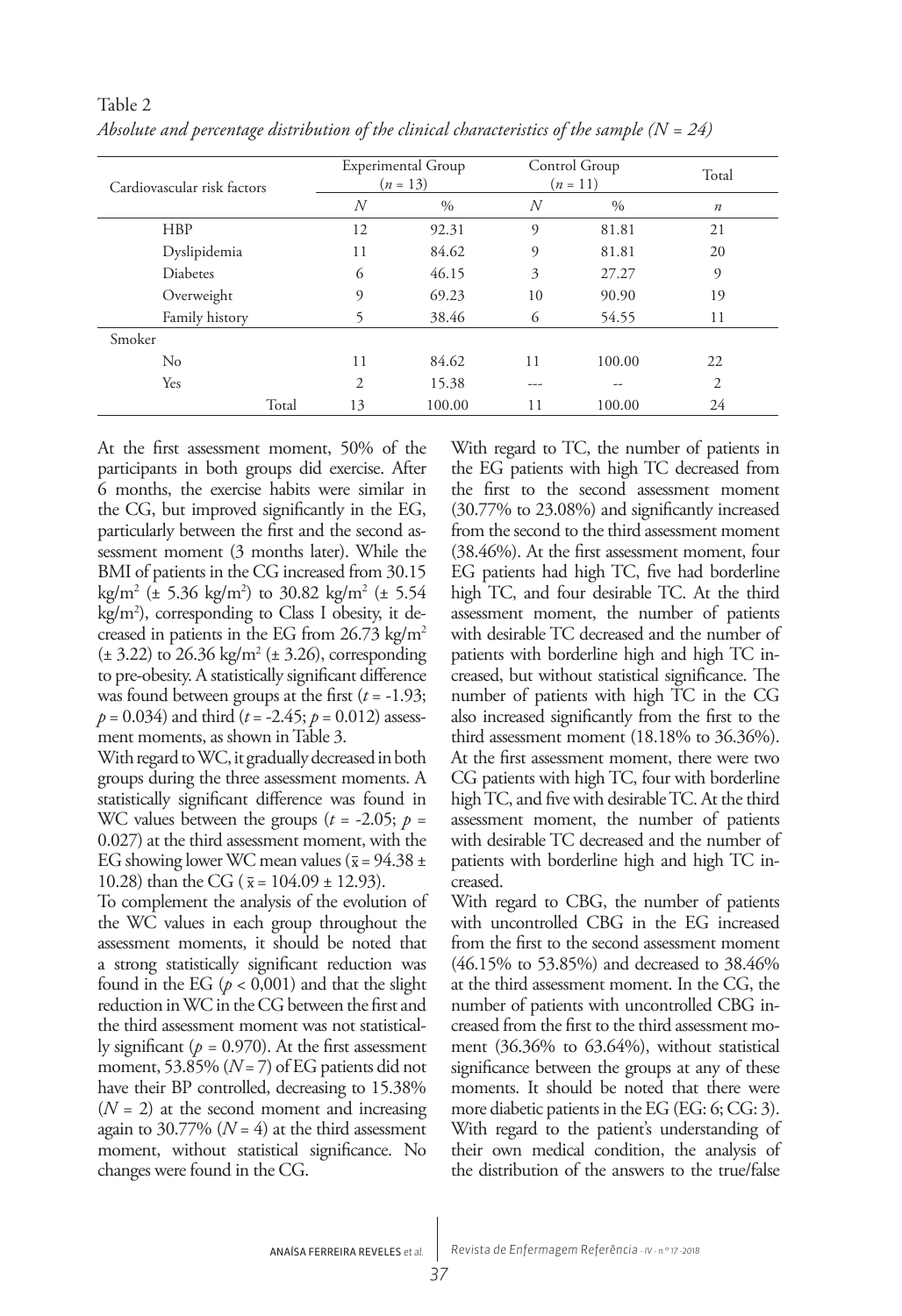Table 2

*Absolute and percentage distribution of the clinical characteristics of the sample (N = 24)*

| Cardiovascular risk factors | Experimental Group ($n$ = 13) | | Control Group ($n$ = 11) | | Total |
|---|---|---|---|---|---|
| | $N$ | % | $N$ | % | $n$ |
| HBP | 12 | 92.31 | 9 | 81.81 | 21 |
| Dyslipidemia | 11 | 84.62 | 9 | 81.81 | 20 |
| Diabetes | 6 | 46.15 | 3 | 27.27 | 9 |
| Overweight | 9 | 69.23 | 10 | 90.90 | 19 |
| Family history | 5 | 38.46 | 6 | 54.55 | 11 |
| Smoker | | | | | |
| No | 11 | 84.62 | 11 | 100.00 | 22 |
| Yes | 2 | 15.38 | --- | -- | 2 |
| Total | 13 | 100.00 | 11 | 100.00 | 24 |

At the first assessment moment, 50% of the participants in both groups did exercise. After 6 months, the exercise habits were similar in the CG, but improved significantly in the EG, particularly between the first and the second assessment moment (3 months later). While the BMI of patients in the CG increased from 30.15 kg/m$^2$ (± 5.36 kg/m$^2$) to 30.82 kg/m$^2$ (± 5.54 kg/m$^2$), corresponding to Class I obesity, it decreased in patients in the EG from 26.73 kg/m$^2$ (± 3.22) to 26.36 kg/m$^2$ (± 3.26), corresponding to pre-obesity. A statistically significant difference was found between groups at the first ($t$ = -1.93; $p$ = 0.034) and third ($t$ = -2.45; $p$ = 0.012) assessment moments, as shown in Table 3.

With regard to WC, it gradually decreased in both groups during the three assessment moments. A statistically significant difference was found in WC values between the groups ($t$ = -2.05; $p$ = 0.027) at the third assessment moment, with the EG showing lower WC mean values ($\bar{x}$ = 94.38 ± 10.28) than the CG ($\bar{x}$ = 104.09 ± 12.93).

To complement the analysis of the evolution of the WC values in each group throughout the assessment moments, it should be noted that a strong statistically significant reduction was found in the EG ($p$ < 0,001) and that the slight reduction in WC in the CG between the first and the third assessment moment was not statistically significant ($p$ = 0.970). At the first assessment moment, 53.85% ($N$ = 7) of EG patients did not have their BP controlled, decreasing to 15.38% ($N$ = 2) at the second moment and increasing again to 30.77% ($N$ = 4) at the third assessment moment, without statistical significance. No changes were found in the CG.

With regard to TC, the number of patients in the EG patients with high TC decreased from the first to the second assessment moment (30.77% to 23.08%) and significantly increased from the second to the third assessment moment (38.46%). At the first assessment moment, four EG patients had high TC, five had borderline high TC, and four desirable TC. At the third assessment moment, the number of patients with desirable TC decreased and the number of patients with borderline high and high TC increased, but without statistical significance. The number of patients with high TC in the CG also increased significantly from the first to the third assessment moment (18.18% to 36.36%). At the first assessment moment, there were two CG patients with high TC, four with borderline high TC, and five with desirable TC. At the third assessment moment, the number of patients with desirable TC decreased and the number of patients with borderline high and high TC increased.

With regard to CBG, the number of patients with uncontrolled CBG in the EG increased from the first to the second assessment moment (46.15% to 53.85%) and decreased to 38.46% at the third assessment moment. In the CG, the number of patients with uncontrolled CBG increased from the first to the third assessment moment (36.36% to 63.64%), without statistical significance between the groups at any of these moments. It should be noted that there were more diabetic patients in the EG (EG: 6; CG: 3).

With regard to the patient's understanding of their own medical condition, the analysis of the distribution of the answers to the true/false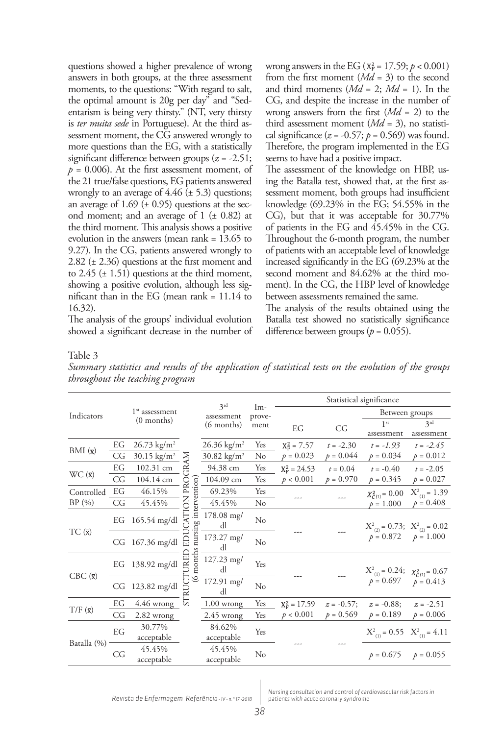questions showed a higher prevalence of wrong answers in both groups, at the three assessment moments, to the questions: "With regard to salt, the optimal amount is 20g per day" and "Sedentarism is being very thirsty." (NT, very thirsty is *ter muita sede* in Portuguese). At the third assessment moment, the CG answered wrongly to more questions than the EG, with a statistically significant difference between groups ($z = -2.51$; $p = 0.006$). At the first assessment moment, of the 21 true/false questions, EG patients answered wrongly to an average of 4.46 (± 5.3) questions; an average of 1.69 (± 0.95) questions at the second moment; and an average of 1 (± 0.82) at the third moment. This analysis shows a positive evolution in the answers (mean rank = 13.65 to 9.27). In the CG, patients answered wrongly to 2.82 (± 2.36) questions at the first moment and to 2.45 (± 1.51) questions at the third moment, showing a positive evolution, although less significant than in the EG (mean rank = 11.14 to 16.32).

The analysis of the groups' individual evolution showed a significant decrease in the number of wrong answers in the EG ($\chi^2_F = 17.59$; $p < 0.001$) from the first moment (*Md* = 3) to the second and third moments (*Md* = 2; *Md* = 1). In the CG, and despite the increase in the number of wrong answers from the first (*Md* = 2) to the third assessment moment (*Md* = 3), no statistical significance ($z = -0.57$; $p = 0.569$) was found. Therefore, the program implemented in the EG seems to have had a positive impact.

The assessment of the knowledge on HBP, using the Batalla test, showed that, at the first assessment moment, both groups had insufficient knowledge (69.23% in the EG; 54.55% in the CG), but that it was acceptable for 30.77% of patients in the EG and 45.45% in the CG. Throughout the 6-month program, the number of patients with an acceptable level of knowledge increased significantly in the EG (69.23% at the second moment and 84.62% at the third moment). In the CG, the HBP level of knowledge between assessments remained the same.

The analysis of the results obtained using the Batalla test showed no statistically significance difference between groups ($p = 0.055$).

Table 3

*Summary statistics and results of the application of statistical tests on the evolution of the groups throughout the teaching program*

| Indicators | | 1st assessment (0 months) | | 3rd assessment (6 months) | Improvement | Statistical significance | | | |
|---|---|---|---|---|---|---|---|---|---|
| | | | | | | EG | CG | Between groups: 1st assessment | Between groups: 3rd assessment |
| BMI ($\bar{x}$) | EG | 26.73 kg/m² | STRUCTURED EDUCATION PROGRAM (6 months nursing intervention) | 26.36 kg/m² | Yes | $\chi^2_F = 7.57$ | $t = -2.30$ | $t = -1.93$ | $t = -2.45$ |
| | CG | 30.15 kg/m² | | 30.82 kg/m² | No | $p = 0.023$ | $p = 0.044$ | $p = 0.034$ | $p = 0.012$ |
| WC ($\bar{x}$) | EG | 102.31 cm | | 94.38 cm | Yes | $\chi^2_F = 24.53$ | $t = 0.04$ | $t = -0.40$ | $t = -2.05$ |
| | CG | 104.14 cm | | 104.09 cm | Yes | $p < 0.001$ | $p = 0.970$ | $p = 0.345$ | $p = 0.027$ |
| Controlled BP (%) | EG | 46.15% | | 69.23% | Yes | --- | --- | $\chi^2_{C(1)} = 0.00$ | $\chi^2_{(1)} = 1.39$ |
| | CG | 45.45% | | 45.45% | No | | | $p = 1.000$ | $p = 0.408$ |
| TC ($\bar{x}$) | EG | 165.54 mg/dl | | 178.08 mg/dl | No | --- | --- | $\chi^2_{(2)} = 0.73$; $p = 0.872$ | $\chi^2_{(2)} = 0.02$ $p = 1.000$ |
| | CG | 167.36 mg/dl | | 173.27 mg/dl | No | | | | |
| CBC ($\bar{x}$) | EG | 138.92 mg/dl | | 127.23 mg/dl | Yes | --- | --- | $\chi^2_{(1)} = 0.24$; $p = 0.697$ | $\chi^2_{C(1)} = 0.67$ $p = 0.413$ |
| | CG | 123.82 mg/dl | | 172.91 mg/dl | No | | | | |
| T/F ($\bar{x}$) | EG | 4.46 wrong | | 1.00 wrong | Yes | $\chi^2_F = 17.59$ | $z = -0.57$; | $z = -0.88$; | $z = -2.51$ |
| | CG | 2.82 wrong | | 2.45 wrong | Yes | $p < 0.001$ | $p = 0.569$ | $p = 0.189$ | $p = 0.006$ |
| Batalla (%) | EG | 30.77% acceptable | | 84.62% acceptable | Yes | --- | --- | $\chi^2_{(1)} = 0.55$ | $\chi^2_{(1)} = 4.11$ |
| | CG | 45.45% acceptable | | 45.45% acceptable | No | | | $p = 0.675$ | $p = 0.055$ |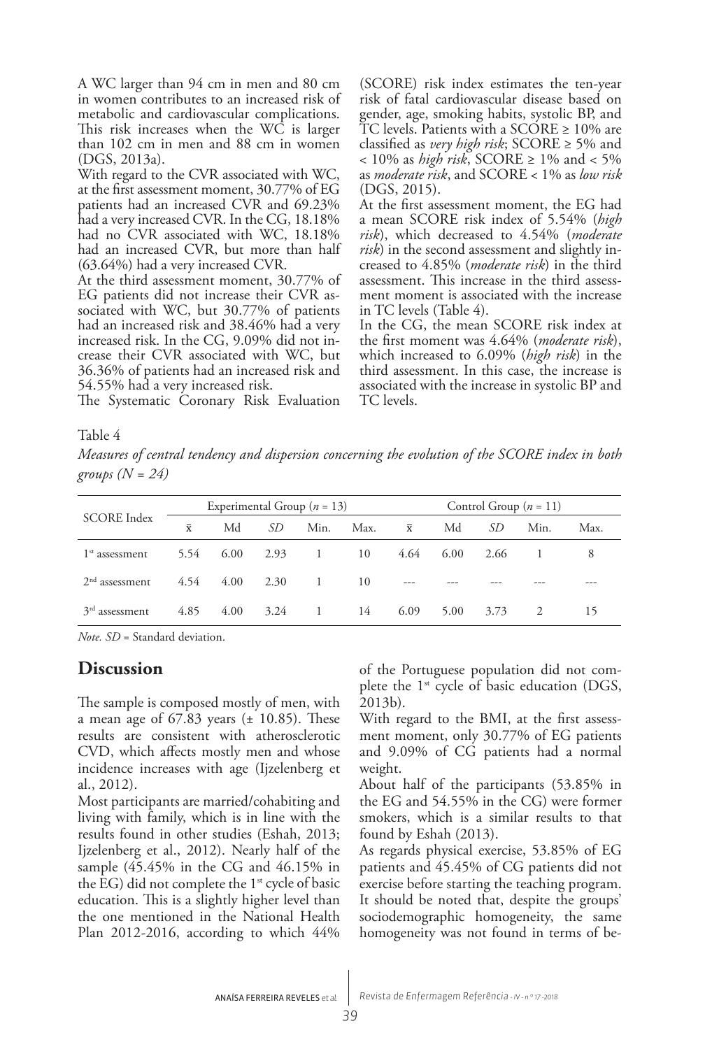A WC larger than 94 cm in men and 80 cm in women contributes to an increased risk of metabolic and cardiovascular complications. This risk increases when the WC is larger than 102 cm in men and 88 cm in women (DGS, 2013a).

With regard to the CVR associated with WC, at the first assessment moment, 30.77% of EG patients had an increased CVR and 69.23% had a very increased CVR. In the CG, 18.18% had no CVR associated with WC, 18.18% had an increased CVR, but more than half (63.64%) had a very increased CVR.

At the third assessment moment, 30.77% of EG patients did not increase their CVR associated with WC, but 30.77% of patients had an increased risk and 38.46% had a very increased risk. In the CG, 9.09% did not increase their CVR associated with WC, but 36.36% of patients had an increased risk and 54.55% had a very increased risk.

The Systematic Coronary Risk Evaluation (SCORE) risk index estimates the ten-year risk of fatal cardiovascular disease based on gender, age, smoking habits, systolic BP, and TC levels. Patients with a SCORE ≥ 10% are classified as *very high risk*; SCORE ≥ 5% and < 10% as *high risk*, SCORE ≥ 1% and < 5% as *moderate risk*, and SCORE < 1% as *low risk* (DGS, 2015).

At the first assessment moment, the EG had a mean SCORE risk index of 5.54% (*high risk*), which decreased to 4.54% (*moderate risk*) in the second assessment and slightly increased to 4.85% (*moderate risk*) in the third assessment. This increase in the third assessment moment is associated with the increase in TC levels (Table 4).

In the CG, the mean SCORE risk index at the first moment was 4.64% (*moderate risk*), which increased to 6.09% (*high risk*) in the third assessment. In this case, the increase is associated with the increase in systolic BP and TC levels.

Table 4

*Measures of central tendency and dispersion concerning the evolution of the SCORE index in both groups (N = 24)*

| SCORE Index | Experimental Group (*n* = 13) | | | | | Control Group (*n* = 11) | | | | |
|---|---|---|---|---|---|---|---|---|---|---|
| | x̄ | Md | *SD* | Min. | Max. | x̄ | Md | *SD* | Min. | Max. |
| 1st assessment | 5.54 | 6.00 | 2.93 | 1 | 10 | 4.64 | 6.00 | 2.66 | 1 | 8 |
| 2nd assessment | 4.54 | 4.00 | 2.30 | 1 | 10 | --- | --- | --- | --- | --- |
| 3rd assessment | 4.85 | 4.00 | 3.24 | 1 | 14 | 6.09 | 5.00 | 3.73 | 2 | 15 |

*Note. SD* = Standard deviation.

## Discussion

The sample is composed mostly of men, with a mean age of 67.83 years (± 10.85). These results are consistent with atherosclerotic CVD, which affects mostly men and whose incidence increases with age (Ijzelenberg et al., 2012).

Most participants are married/cohabiting and living with family, which is in line with the results found in other studies (Eshah, 2013; Ijzelenberg et al., 2012). Nearly half of the sample (45.45% in the CG and 46.15% in the EG) did not complete the 1st cycle of basic education. This is a slightly higher level than the one mentioned in the National Health Plan 2012-2016, according to which 44% of the Portuguese population did not complete the 1st cycle of basic education (DGS, 2013b).

With regard to the BMI, at the first assessment moment, only 30.77% of EG patients and 9.09% of CG patients had a normal weight.

About half of the participants (53.85% in the EG and 54.55% in the CG) were former smokers, which is a similar results to that found by Eshah (2013).

As regards physical exercise, 53.85% of EG patients and 45.45% of CG patients did not exercise before starting the teaching program. It should be noted that, despite the groups' sociodemographic homogeneity, the same homogeneity was not found in terms of be-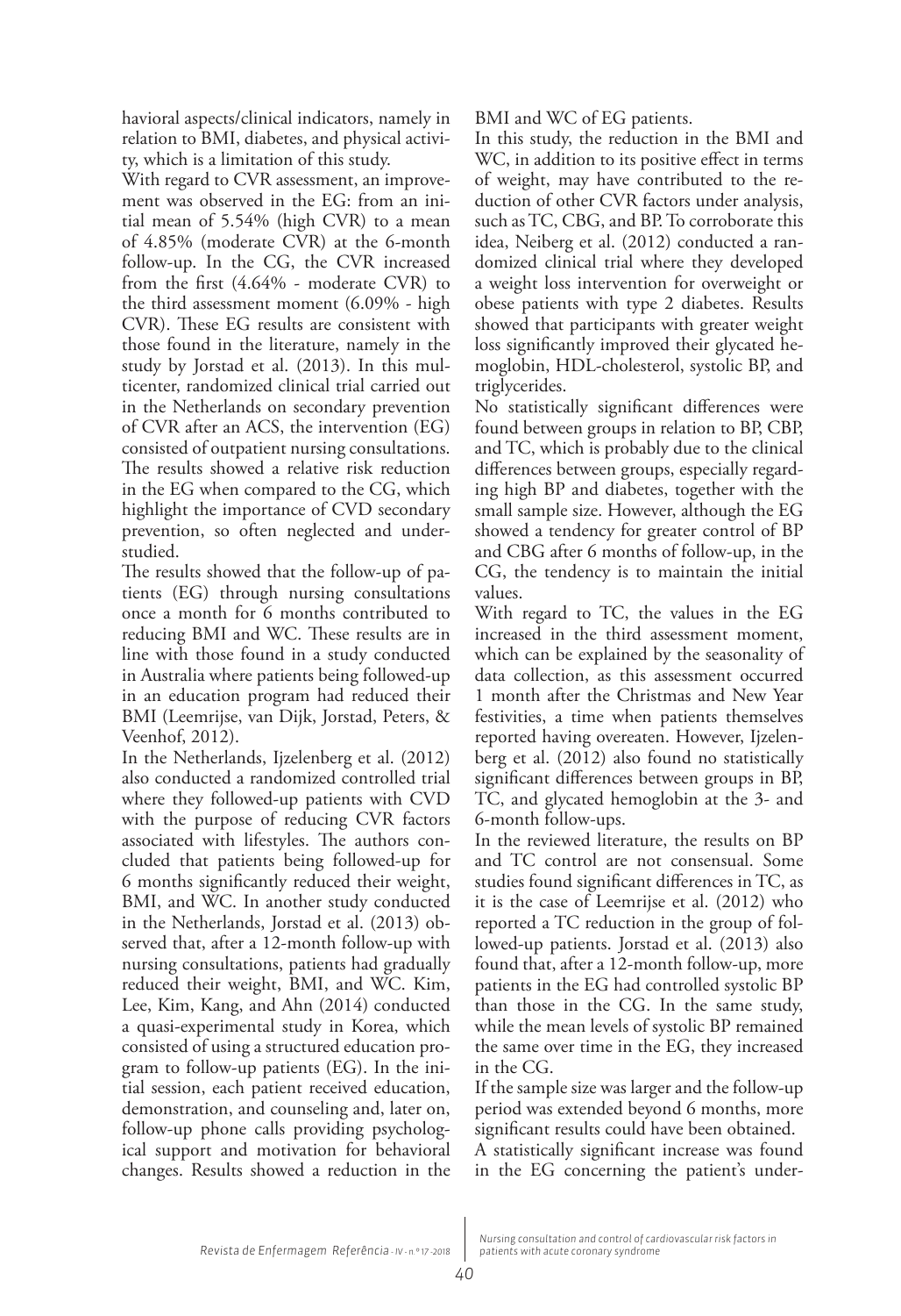havioral aspects/clinical indicators, namely in relation to BMI, diabetes, and physical activity, which is a limitation of this study.

With regard to CVR assessment, an improvement was observed in the EG: from an initial mean of 5.54% (high CVR) to a mean of 4.85% (moderate CVR) at the 6-month follow-up. In the CG, the CVR increased from the first (4.64% - moderate CVR) to the third assessment moment (6.09% - high CVR). These EG results are consistent with those found in the literature, namely in the study by Jorstad et al. (2013). In this multicenter, randomized clinical trial carried out in the Netherlands on secondary prevention of CVR after an ACS, the intervention (EG) consisted of outpatient nursing consultations. The results showed a relative risk reduction in the EG when compared to the CG, which highlight the importance of CVD secondary prevention, so often neglected and understudied.

The results showed that the follow-up of patients (EG) through nursing consultations once a month for 6 months contributed to reducing BMI and WC. These results are in line with those found in a study conducted in Australia where patients being followed-up in an education program had reduced their BMI (Leemrijse, van Dijk, Jorstad, Peters, & Veenhof, 2012).

In the Netherlands, Ijzelenberg et al. (2012) also conducted a randomized controlled trial where they followed-up patients with CVD with the purpose of reducing CVR factors associated with lifestyles. The authors concluded that patients being followed-up for 6 months significantly reduced their weight, BMI, and WC. In another study conducted in the Netherlands, Jorstad et al. (2013) observed that, after a 12-month follow-up with nursing consultations, patients had gradually reduced their weight, BMI, and WC. Kim, Lee, Kim, Kang, and Ahn (2014) conducted a quasi-experimental study in Korea, which consisted of using a structured education program to follow-up patients (EG). In the initial session, each patient received education, demonstration, and counseling and, later on, follow-up phone calls providing psychological support and motivation for behavioral changes. Results showed a reduction in the BMI and WC of EG patients.

In this study, the reduction in the BMI and WC, in addition to its positive effect in terms of weight, may have contributed to the reduction of other CVR factors under analysis, such as TC, CBG, and BP. To corroborate this idea, Neiberg et al. (2012) conducted a randomized clinical trial where they developed a weight loss intervention for overweight or obese patients with type 2 diabetes. Results showed that participants with greater weight loss significantly improved their glycated hemoglobin, HDL-cholesterol, systolic BP, and triglycerides.

No statistically significant differences were found between groups in relation to BP, CBP, and TC, which is probably due to the clinical differences between groups, especially regarding high BP and diabetes, together with the small sample size. However, although the EG showed a tendency for greater control of BP and CBG after 6 months of follow-up, in the CG, the tendency is to maintain the initial values.

With regard to TC, the values in the EG increased in the third assessment moment, which can be explained by the seasonality of data collection, as this assessment occurred 1 month after the Christmas and New Year festivities, a time when patients themselves reported having overeaten. However, Ijzelenberg et al. (2012) also found no statistically significant differences between groups in BP, TC, and glycated hemoglobin at the 3- and 6-month follow-ups.

In the reviewed literature, the results on BP and TC control are not consensual. Some studies found significant differences in TC, as it is the case of Leemrijse et al. (2012) who reported a TC reduction in the group of followed-up patients. Jorstad et al. (2013) also found that, after a 12-month follow-up, more patients in the EG had controlled systolic BP than those in the CG. In the same study, while the mean levels of systolic BP remained the same over time in the EG, they increased in the CG.

If the sample size was larger and the follow-up period was extended beyond 6 months, more significant results could have been obtained.

A statistically significant increase was found in the EG concerning the patient's under-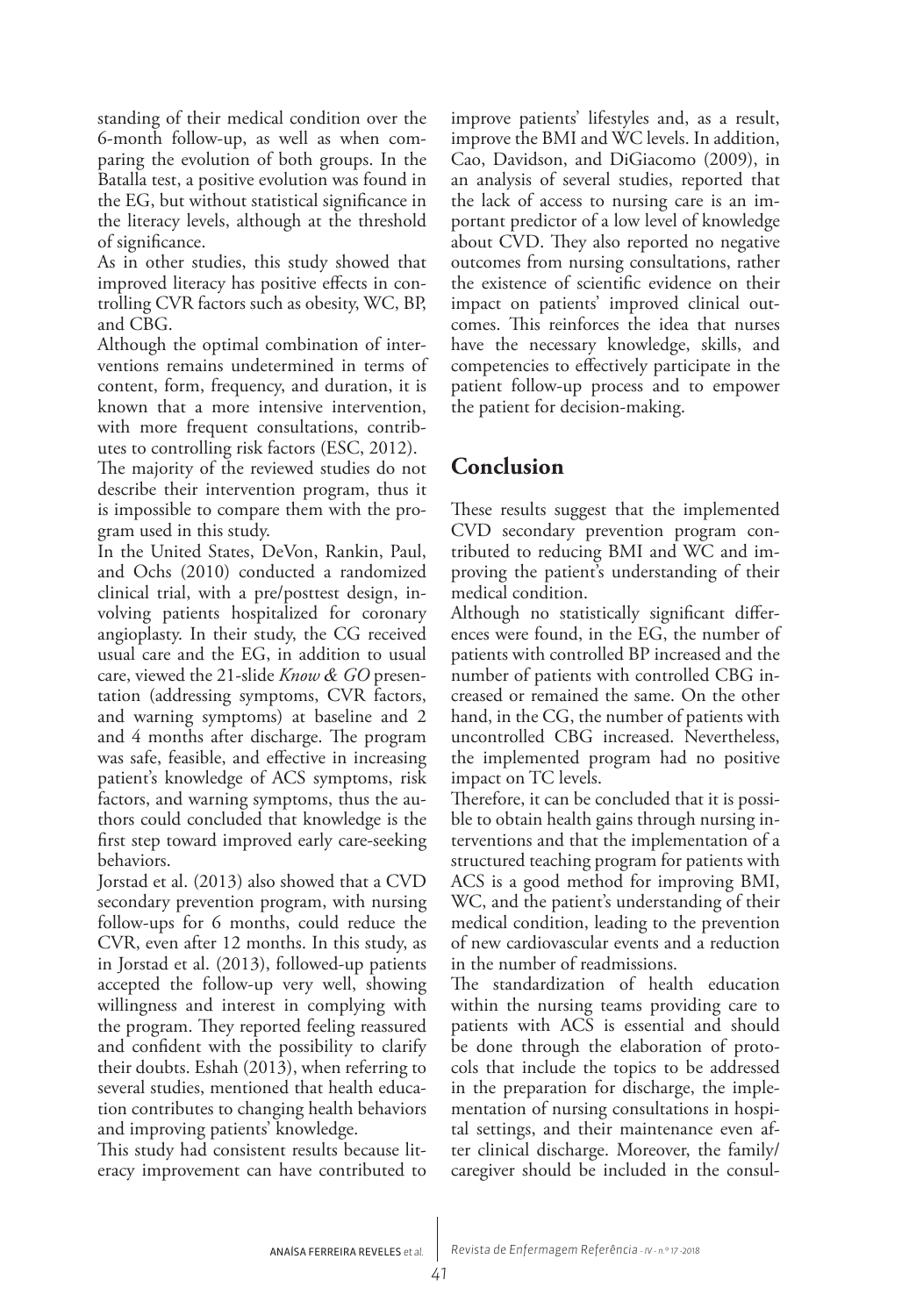standing of their medical condition over the 6-month follow-up, as well as when comparing the evolution of both groups. In the Batalla test, a positive evolution was found in the EG, but without statistical significance in the literacy levels, although at the threshold of significance.

As in other studies, this study showed that improved literacy has positive effects in controlling CVR factors such as obesity, WC, BP, and CBG.

Although the optimal combination of interventions remains undetermined in terms of content, form, frequency, and duration, it is known that a more intensive intervention, with more frequent consultations, contributes to controlling risk factors (ESC, 2012).

The majority of the reviewed studies do not describe their intervention program, thus it is impossible to compare them with the program used in this study.

In the United States, DeVon, Rankin, Paul, and Ochs (2010) conducted a randomized clinical trial, with a pre/posttest design, involving patients hospitalized for coronary angioplasty. In their study, the CG received usual care and the EG, in addition to usual care, viewed the 21-slide *Know & GO* presentation (addressing symptoms, CVR factors, and warning symptoms) at baseline and 2 and 4 months after discharge. The program was safe, feasible, and effective in increasing patient's knowledge of ACS symptoms, risk factors, and warning symptoms, thus the authors could concluded that knowledge is the first step toward improved early care-seeking behaviors.

Jorstad et al. (2013) also showed that a CVD secondary prevention program, with nursing follow-ups for 6 months, could reduce the CVR, even after 12 months. In this study, as in Jorstad et al. (2013), followed-up patients accepted the follow-up very well, showing willingness and interest in complying with the program. They reported feeling reassured and confident with the possibility to clarify their doubts. Eshah (2013), when referring to several studies, mentioned that health education contributes to changing health behaviors and improving patients' knowledge.

This study had consistent results because literacy improvement can have contributed to improve patients' lifestyles and, as a result, improve the BMI and WC levels. In addition, Cao, Davidson, and DiGiacomo (2009), in an analysis of several studies, reported that the lack of access to nursing care is an important predictor of a low level of knowledge about CVD. They also reported no negative outcomes from nursing consultations, rather the existence of scientific evidence on their impact on patients' improved clinical outcomes. This reinforces the idea that nurses have the necessary knowledge, skills, and competencies to effectively participate in the patient follow-up process and to empower the patient for decision-making.

## Conclusion

These results suggest that the implemented CVD secondary prevention program contributed to reducing BMI and WC and improving the patient's understanding of their medical condition.

Although no statistically significant differences were found, in the EG, the number of patients with controlled BP increased and the number of patients with controlled CBG increased or remained the same. On the other hand, in the CG, the number of patients with uncontrolled CBG increased. Nevertheless, the implemented program had no positive impact on TC levels.

Therefore, it can be concluded that it is possible to obtain health gains through nursing interventions and that the implementation of a structured teaching program for patients with ACS is a good method for improving BMI, WC, and the patient's understanding of their medical condition, leading to the prevention of new cardiovascular events and a reduction in the number of readmissions.

The standardization of health education within the nursing teams providing care to patients with ACS is essential and should be done through the elaboration of protocols that include the topics to be addressed in the preparation for discharge, the implementation of nursing consultations in hospital settings, and their maintenance even after clinical discharge. Moreover, the family/caregiver should be included in the consul-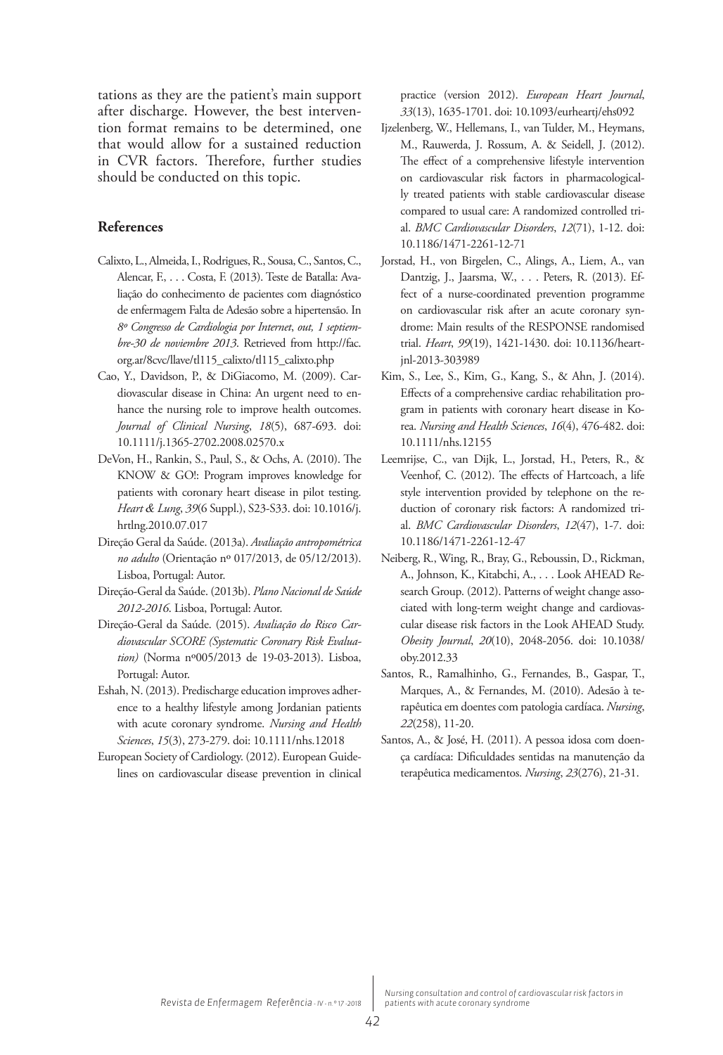tations as they are the patient's main support after discharge. However, the best intervention format remains to be determined, one that would allow for a sustained reduction in CVR factors. Therefore, further studies should be conducted on this topic.

## References

Calixto, L., Almeida, I., Rodrigues, R., Sousa, C., Santos, C., Alencar, F., . . . Costa, F. (2013). Teste de Batalla: Avaliação do conhecimento de pacientes com diagnóstico de enfermagem Falta de Adesão sobre a hipertensão. In *8º Congresso de Cardiologia por Internet*, *out, 1 septiembre-30 de noviembre 2013*. Retrieved from http://fac.org.ar/8cvc/llave/tl115_calixto/tl115_calixto.php

Cao, Y., Davidson, P., & DiGiacomo, M. (2009). Cardiovascular disease in China: An urgent need to enhance the nursing role to improve health outcomes. *Journal of Clinical Nursing*, *18*(5), 687-693. doi: 10.1111/j.1365-2702.2008.02570.x

DeVon, H., Rankin, S., Paul, S., & Ochs, A. (2010). The KNOW & GO!: Program improves knowledge for patients with coronary heart disease in pilot testing. *Heart & Lung*, *39*(6 Suppl.), S23-S33. doi: 10.1016/j.hrtlng.2010.07.017

Direção Geral da Saúde. (2013a). *Avaliação antropométrica no adulto* (Orientação nº 017/2013, de 05/12/2013). Lisboa, Portugal: Autor.

Direção-Geral da Saúde. (2013b). *Plano Nacional de Saúde 2012-2016*. Lisboa, Portugal: Autor.

Direção-Geral da Saúde. (2015). *Avaliação do Risco Cardiovascular SCORE (Systematic Coronary Risk Evaluation)* (Norma nº005/2013 de 19-03-2013). Lisboa, Portugal: Autor.

Eshah, N. (2013). Predischarge education improves adherence to a healthy lifestyle among Jordanian patients with acute coronary syndrome. *Nursing and Health Sciences*, *15*(3), 273-279. doi: 10.1111/nhs.12018

European Society of Cardiology. (2012). European Guidelines on cardiovascular disease prevention in clinical practice (version 2012). *European Heart Journal*, *33*(13), 1635-1701. doi: 10.1093/eurheartj/ehs092

Ijzelenberg, W., Hellemans, I., van Tulder, M., Heymans, M., Rauwerda, J. Rossum, A. & Seidell, J. (2012). The effect of a comprehensive lifestyle intervention on cardiovascular risk factors in pharmacologically treated patients with stable cardiovascular disease compared to usual care: A randomized controlled trial. *BMC Cardiovascular Disorders*, *12*(71), 1-12. doi: 10.1186/1471-2261-12-71

Jorstad, H., von Birgelen, C., Alings, A., Liem, A., van Dantzig, J., Jaarsma, W., . . . Peters, R. (2013). Effect of a nurse-coordinated prevention programme on cardiovascular risk after an acute coronary syndrome: Main results of the RESPONSE randomised trial. *Heart*, *99*(19), 1421-1430. doi: 10.1136/heartjnl-2013-303989

Kim, S., Lee, S., Kim, G., Kang, S., & Ahn, J. (2014). Effects of a comprehensive cardiac rehabilitation program in patients with coronary heart disease in Korea. *Nursing and Health Sciences*, *16*(4), 476-482. doi: 10.1111/nhs.12155

Leemrijse, C., van Dijk, L., Jorstad, H., Peters, R., & Veenhof, C. (2012). The effects of Hartcoach, a life style intervention provided by telephone on the reduction of coronary risk factors: A randomized trial. *BMC Cardiovascular Disorders*, *12*(47), 1-7. doi: 10.1186/1471-2261-12-47

Neiberg, R., Wing, R., Bray, G., Reboussin, D., Rickman, A., Johnson, K., Kitabchi, A., . . . Look AHEAD Research Group. (2012). Patterns of weight change associated with long-term weight change and cardiovascular disease risk factors in the Look AHEAD Study. *Obesity Journal*, *20*(10), 2048-2056. doi: 10.1038/oby.2012.33

Santos, R., Ramalhinho, G., Fernandes, B., Gaspar, T., Marques, A., & Fernandes, M. (2010). Adesão à terapêutica em doentes com patologia cardíaca. *Nursing*, *22*(258), 11-20.

Santos, A., & José, H. (2011). A pessoa idosa com doença cardíaca: Dificuldades sentidas na manutenção da terapêutica medicamentos. *Nursing*, *23*(276), 21-31.